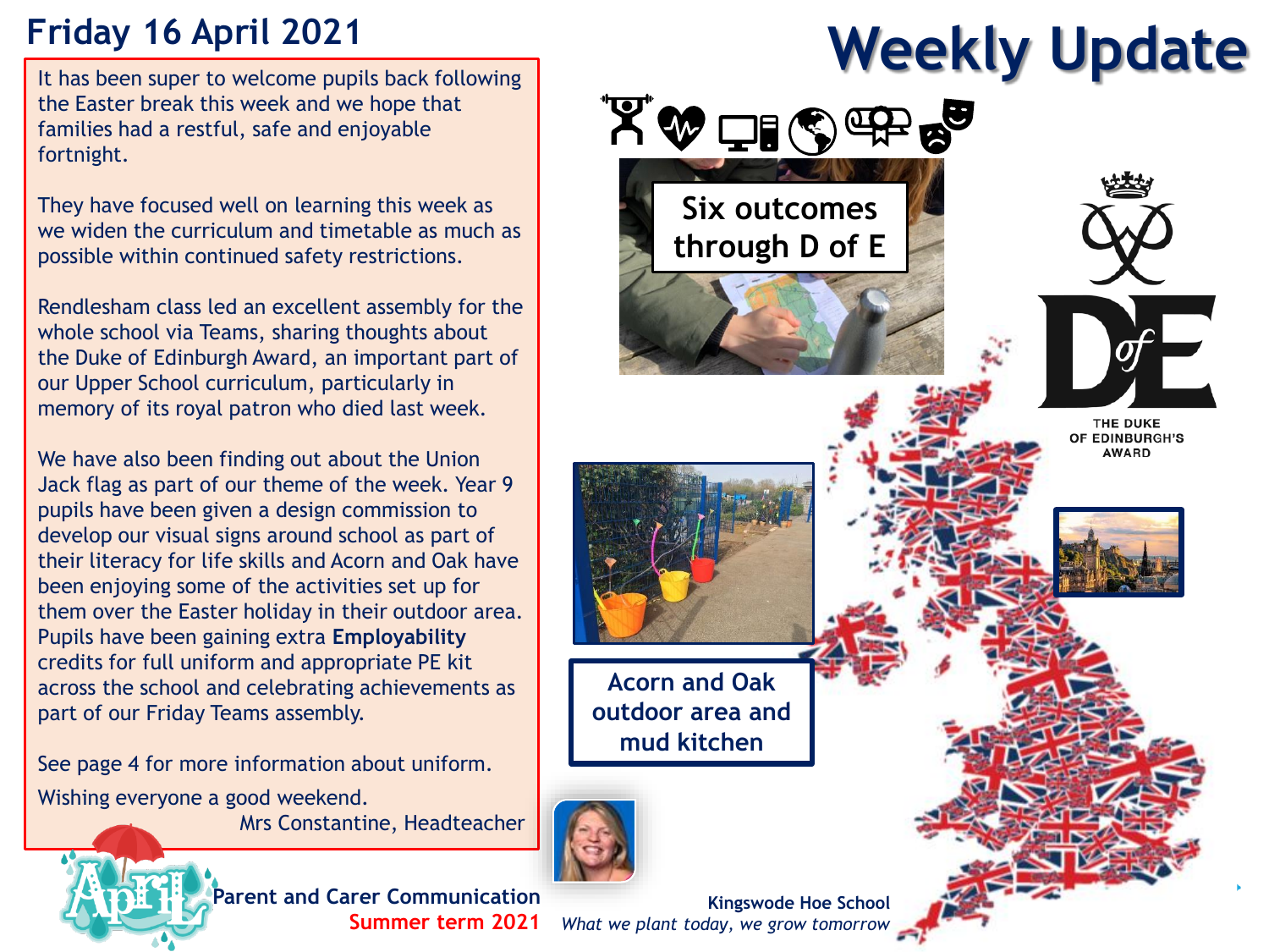# Weekly Update

## Friday 16 April 2021

It has been super to welcome pupils back following the Easter break this week and we hope that families had a restful, safe and enjoyable fortnight.

They have focused well on learning this week as we widen the curriculum and timetable as much as possible within continued safety restrictions.

Rendlesham class led an excellent assembly for the whole school via Teams, sharing thoughts about the Duke of Edinburgh Award, an important part of our Upper School curriculum, particularly in memory of its royal patron who died last week.

We have also been finding out about the Union Jack flag as part of our theme of the week. Year 9 pupils have been given a design commission to develop our visual signs around school as part of their literacy for life skills and Acorn and Oak have been enjoying some of the activities set up for them over the Easter holiday in their outdoor area. Pupils have been gaining extra **Employability** credits for full uniform and appropriate PE kit across the school and celebrating achievements as part of our Friday Teams assembly.

See page 4 for more information about uniform.

Wishing everyone a good weekend.

Mrs Constantine, Headteacher

Six outcomes through D of E

THE DUKE OF EDINBURGH'S AWARD

Acorn and Oak outdoor area and mud kitchen

**Parent and Carer Communication**
Summer term 2021

**Kingswode Hoe School**
*What we plant today, we grow tomorrow*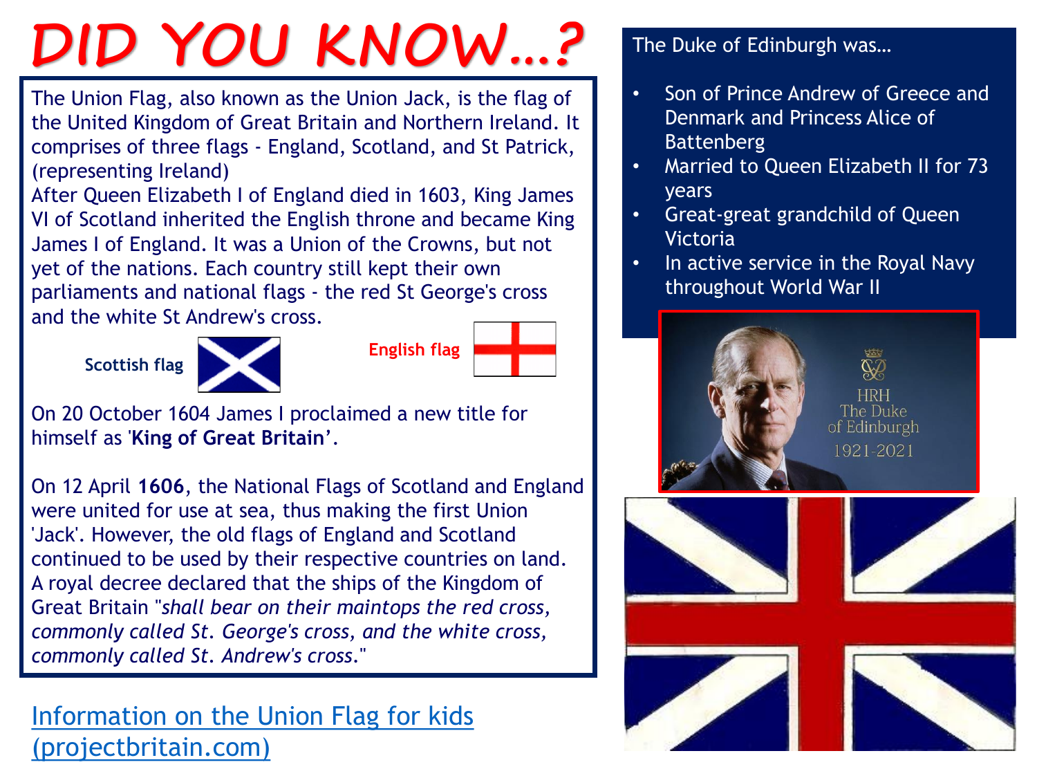# DID YOU KNOW…?

The Union Flag, also known as the Union Jack, is the flag of the United Kingdom of Great Britain and Northern Ireland. It comprises of three flags - England, Scotland, and St Patrick, (representing Ireland)

After Queen Elizabeth I of England died in 1603, King James VI of Scotland inherited the English throne and became King James I of England. It was a Union of the Crowns, but not yet of the nations. Each country still kept their own parliaments and national flags - the red St George's cross and the white St Andrew's cross.

**Scottish flag**

**English flag**

On 20 October 1604 James I proclaimed a new title for himself as '**King of Great Britain**'.

On 12 April **1606**, the National Flags of Scotland and England were united for use at sea, thus making the first Union 'Jack'. However, the old flags of England and Scotland continued to be used by their respective countries on land. A royal decree declared that the ships of the Kingdom of Great Britain "*shall bear on their maintops the red cross, commonly called St. George's cross, and the white cross, commonly called St. Andrew's cross.*"

[Information on the Union Flag for kids (projectbritain.com)]

The Duke of Edinburgh was…

- Son of Prince Andrew of Greece and Denmark and Princess Alice of Battenberg
- Married to Queen Elizabeth II for 73 years
- Great-great grandchild of Queen Victoria
- In active service in the Royal Navy throughout World War II

HRH The Duke of Edinburgh 1921-2021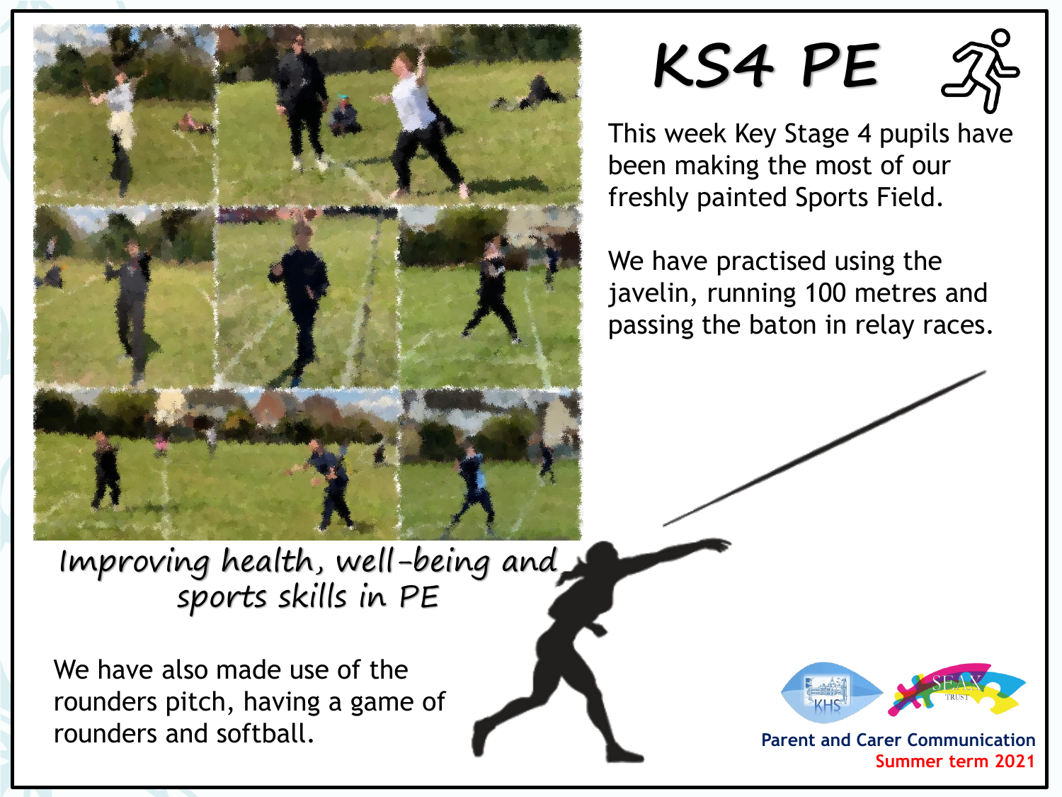# KS4 PE

This week Key Stage 4 pupils have been making the most of our freshly painted Sports Field.

We have practised using the javelin, running 100 metres and passing the baton in relay races.

*Improving health, well-being and sports skills in PE*

We have also made use of the rounders pitch, having a game of rounders and softball.

Parent and Carer Communication
Summer term 2021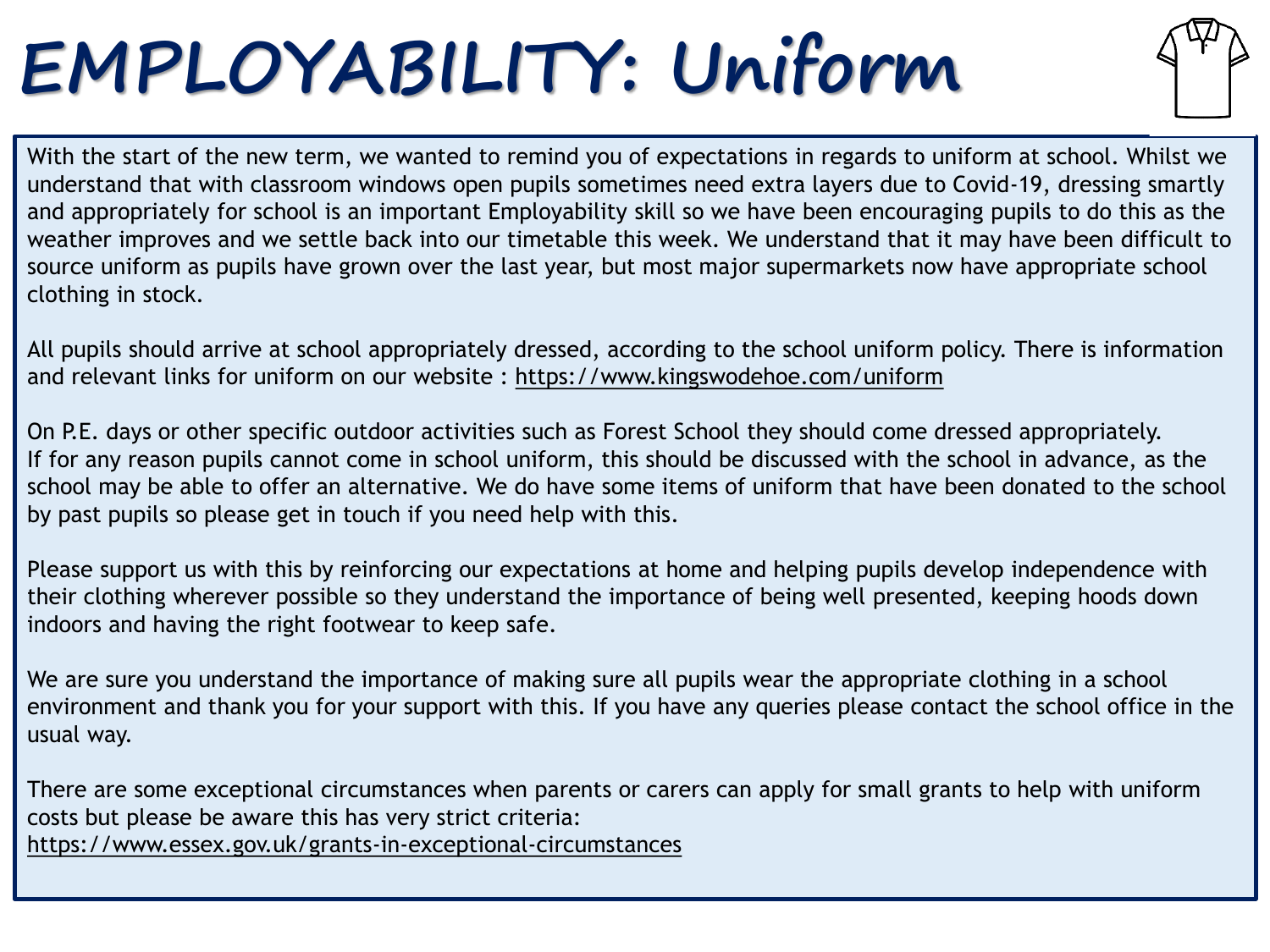# EMPLOYABILITY: Uniform

With the start of the new term, we wanted to remind you of expectations in regards to uniform at school. Whilst we understand that with classroom windows open pupils sometimes need extra layers due to Covid-19, dressing smartly and appropriately for school is an important Employability skill so we have been encouraging pupils to do this as the weather improves and we settle back into our timetable this week. We understand that it may have been difficult to source uniform as pupils have grown over the last year, but most major supermarkets now have appropriate school clothing in stock.

All pupils should arrive at school appropriately dressed, according to the school uniform policy. There is information and relevant links for uniform on our website : https://www.kingswodehoe.com/uniform

On P.E. days or other specific outdoor activities such as Forest School they should come dressed appropriately. If for any reason pupils cannot come in school uniform, this should be discussed with the school in advance, as the school may be able to offer an alternative. We do have some items of uniform that have been donated to the school by past pupils so please get in touch if you need help with this.

Please support us with this by reinforcing our expectations at home and helping pupils develop independence with their clothing wherever possible so they understand the importance of being well presented, keeping hoods down indoors and having the right footwear to keep safe.

We are sure you understand the importance of making sure all pupils wear the appropriate clothing in a school environment and thank you for your support with this. If you have any queries please contact the school office in the usual way.

There are some exceptional circumstances when parents or carers can apply for small grants to help with uniform costs but please be aware this has very strict criteria:
https://www.essex.gov.uk/grants-in-exceptional-circumstances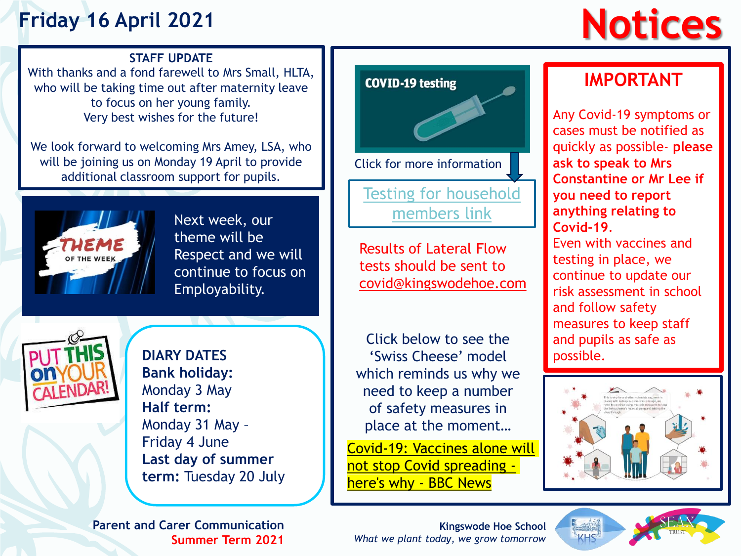# Friday 16 April 2021

# Notices

**STAFF UPDATE**

With thanks and a fond farewell to Mrs Small, HLTA, who will be taking time out after maternity leave to focus on her young family.
Very best wishes for the future!

We look forward to welcoming Mrs Amey, LSA, who will be joining us on Monday 19 April to provide additional classroom support for pupils.

THEME OF THE WEEK

Next week, our theme will be Respect and we will continue to focus on Employability.

PUT THIS ON YOUR CALENDAR!

**DIARY DATES**

**Bank holiday:**
Monday 3 May

**Half term:**
Monday 31 May – Friday 4 June

**Last day of summer term:** Tuesday 20 July

COVID-19 testing

Click for more information

Testing for household members link

Results of Lateral Flow tests should be sent to covid@kingswodehoe.com

Click below to see the 'Swiss Cheese' model which reminds us why we need to keep a number of safety measures in place at the moment…

Covid-19: Vaccines alone will not stop Covid spreading - here's why - BBC News

## IMPORTANT

Any Covid-19 symptoms or cases must be notified as quickly as possible- **please ask to speak to Mrs Constantine or Mr Lee if you need to report anything relating to Covid-19.**

Even with vaccines and testing in place, we continue to update our risk assessment in school and follow safety measures to keep staff and pupils as safe as possible.

**Parent and Carer Communication**
**Summer Term 2021**

**Kingswode Hoe School**
*What we plant today, we grow tomorrow*